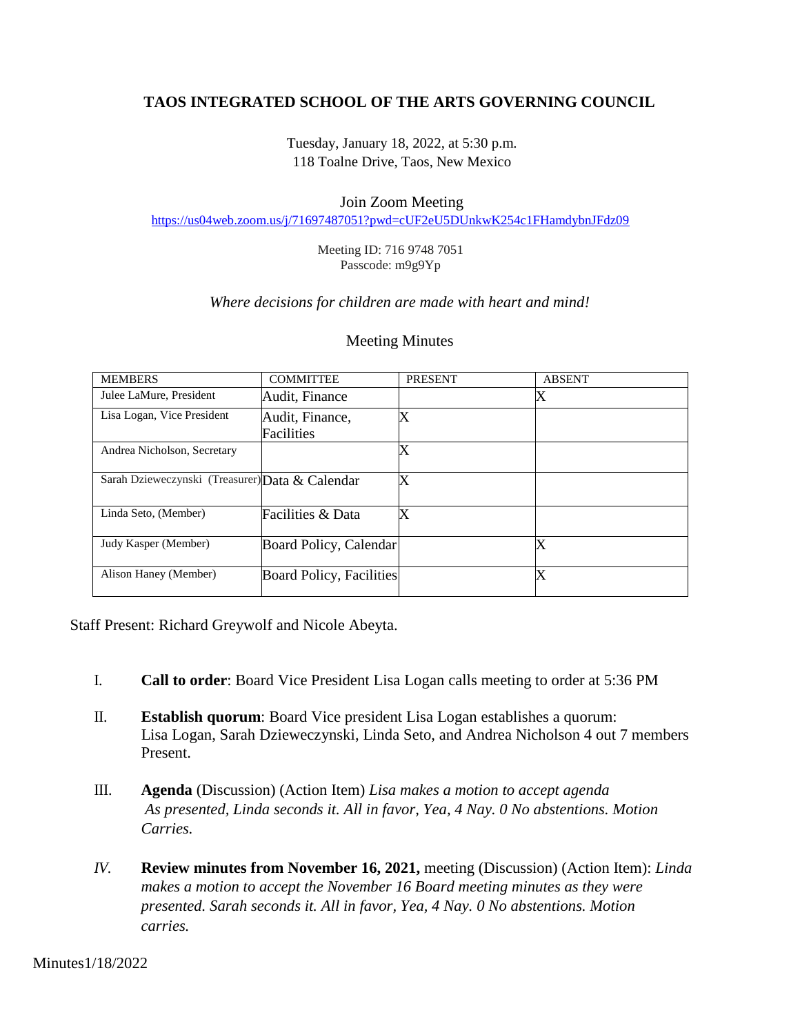# TAOS INTEGRATED SCHOOL OF THE ARTS GOVERNING COUNCIL

Tuesday, January 18, 2022, at 5:30 p.m.
118 Toalne Drive, Taos, New Mexico

Join Zoom Meeting
https://us04web.zoom.us/j/71697487051?pwd=cUF2eU5DUnkwK254c1FHamdybnJFdz09

Meeting ID: 716 9748 7051
Passcode: m9g9Yp

*Where decisions for children are made with heart and mind!*

Meeting Minutes

| MEMBERS | COMMITTEE | PRESENT | ABSENT |
|---|---|---|---|
| Julee LaMure, President | Audit, Finance | | X |
| Lisa Logan, Vice President | Audit, Finance, Facilities | X | |
| Andrea Nicholson, Secretary | | X | |
| Sarah Dzieweczynski (Treasurer) | Data & Calendar | X | |
| Linda Seto, (Member) | Facilities & Data | X | |
| Judy Kasper (Member) | Board Policy, Calendar | | X |
| Alison Haney (Member) | Board Policy, Facilities | | X |

Staff Present: Richard Greywolf and Nicole Abeyta.

I. **Call to order**: Board Vice President Lisa Logan calls meeting to order at 5:36 PM

II. **Establish quorum**: Board Vice president Lisa Logan establishes a quorum: Lisa Logan, Sarah Dzieweczynski, Linda Seto, and Andrea Nicholson 4 out 7 members Present.

III. **Agenda** (Discussion) (Action Item) *Lisa makes a motion to accept agenda As presented, Linda seconds it. All in favor, Yea, 4 Nay. 0 No abstentions. Motion Carries.*

*IV.* **Review minutes from November 16, 2021,** meeting (Discussion) (Action Item): *Linda makes a motion to accept the November 16 Board meeting minutes as they were presented. Sarah seconds it. All in favor, Yea, 4 Nay. 0 No abstentions. Motion carries.*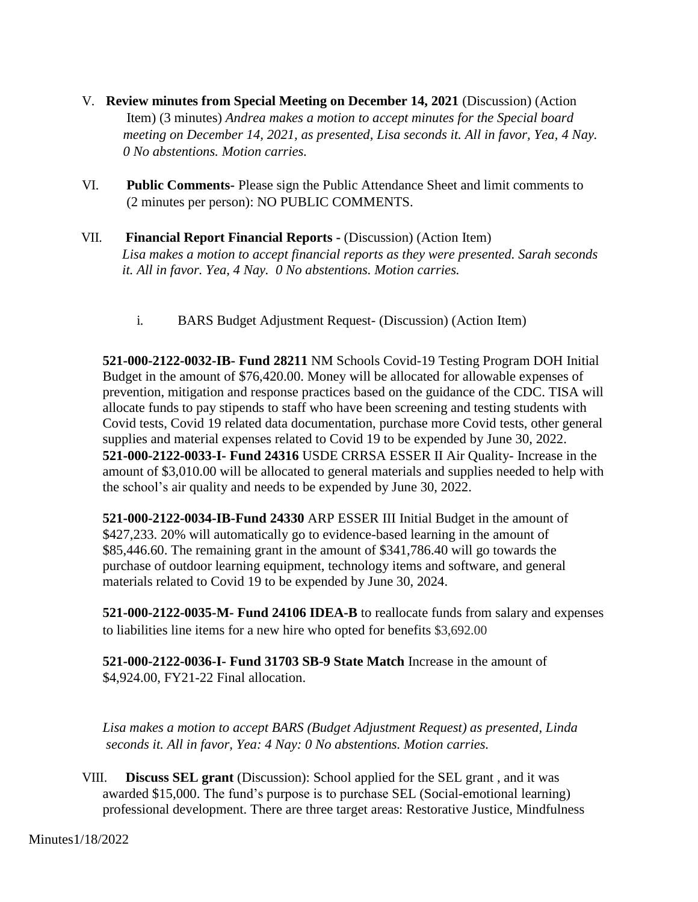V. **Review minutes from Special Meeting on December 14, 2021** (Discussion) (Action Item) (3 minutes) *Andrea makes a motion to accept minutes for the Special board meeting on December 14, 2021, as presented, Lisa seconds it. All in favor, Yea, 4 Nay. 0 No abstentions. Motion carries.*

VI. **Public Comments-** Please sign the Public Attendance Sheet and limit comments to (2 minutes per person): NO PUBLIC COMMENTS.

VII. **Financial Report Financial Reports -** (Discussion) (Action Item) *Lisa makes a motion to accept financial reports as they were presented. Sarah seconds it. All in favor. Yea, 4 Nay. 0 No abstentions. Motion carries.*

i. BARS Budget Adjustment Request- (Discussion) (Action Item)

**521-000-2122-0032-IB- Fund 28211** NM Schools Covid-19 Testing Program DOH Initial Budget in the amount of $76,420.00. Money will be allocated for allowable expenses of prevention, mitigation and response practices based on the guidance of the CDC. TISA will allocate funds to pay stipends to staff who have been screening and testing students with Covid tests, Covid 19 related data documentation, purchase more Covid tests, other general supplies and material expenses related to Covid 19 to be expended by June 30, 2022.
**521-000-2122-0033-I- Fund 24316** USDE CRRSA ESSER II Air Quality- Increase in the amount of $3,010.00 will be allocated to general materials and supplies needed to help with the school's air quality and needs to be expended by June 30, 2022.

**521-000-2122-0034-IB-Fund 24330** ARP ESSER III Initial Budget in the amount of $427,233. 20% will automatically go to evidence-based learning in the amount of $85,446.60. The remaining grant in the amount of $341,786.40 will go towards the purchase of outdoor learning equipment, technology items and software, and general materials related to Covid 19 to be expended by June 30, 2024.

**521-000-2122-0035-M- Fund 24106 IDEA-B** to reallocate funds from salary and expenses to liabilities line items for a new hire who opted for benefits $3,692.00

**521-000-2122-0036-I- Fund 31703 SB-9 State Match** Increase in the amount of $4,924.00, FY21-22 Final allocation.

*Lisa makes a motion to accept BARS (Budget Adjustment Request) as presented, Linda seconds it. All in favor, Yea: 4 Nay: 0 No abstentions. Motion carries.*

VIII. **Discuss SEL grant** (Discussion): School applied for the SEL grant , and it was awarded $15,000. The fund's purpose is to purchase SEL (Social-emotional learning) professional development. There are three target areas: Restorative Justice, Mindfulness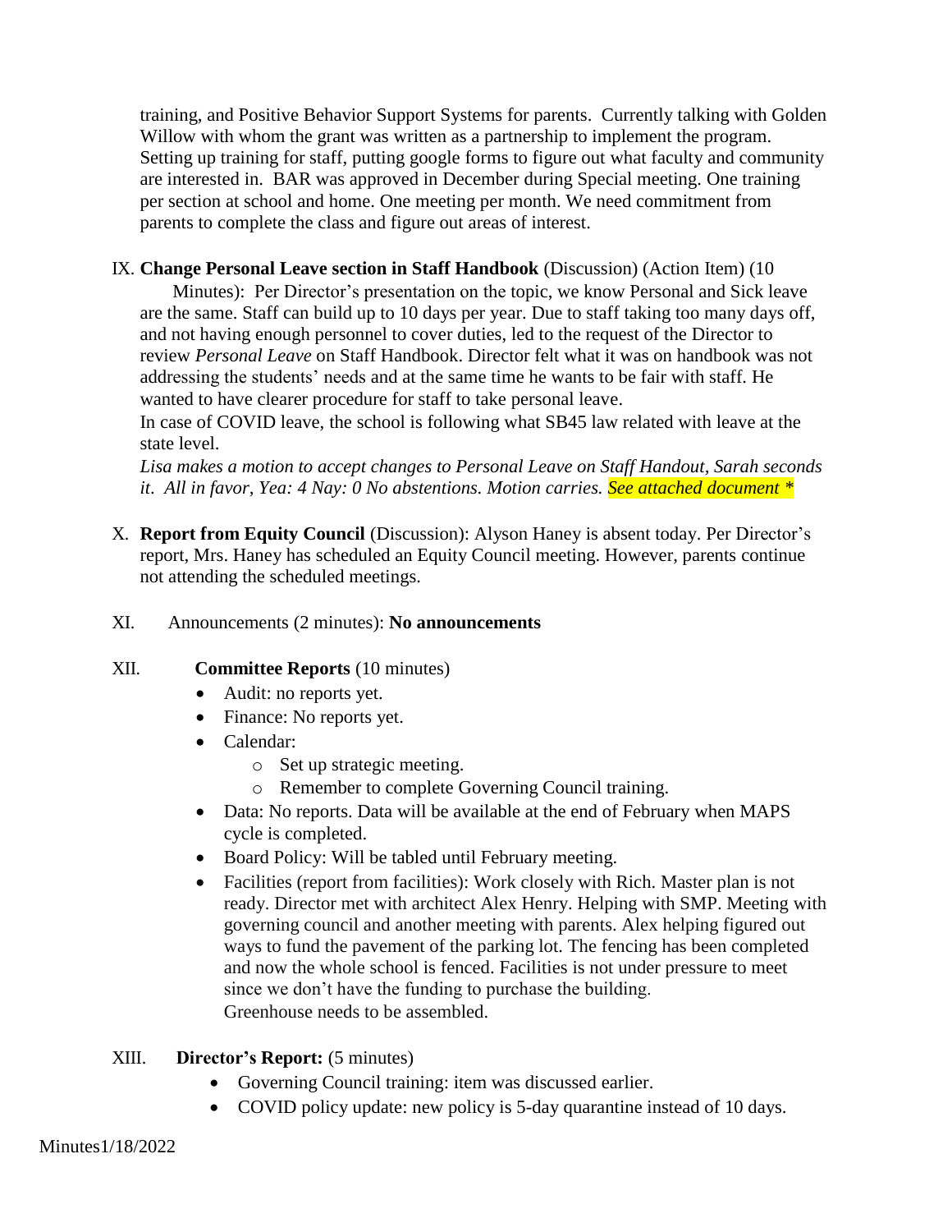training, and Positive Behavior Support Systems for parents. Currently talking with Golden Willow with whom the grant was written as a partnership to implement the program. Setting up training for staff, putting google forms to figure out what faculty and community are interested in. BAR was approved in December during Special meeting. One training per section at school and home. One meeting per month. We need commitment from parents to complete the class and figure out areas of interest.

IX. **Change Personal Leave section in Staff Handbook** (Discussion) (Action Item) (10 Minutes): Per Director's presentation on the topic, we know Personal and Sick leave are the same. Staff can build up to 10 days per year. Due to staff taking too many days off, and not having enough personnel to cover duties, led to the request of the Director to review *Personal Leave* on Staff Handbook. Director felt what it was on handbook was not addressing the students' needs and at the same time he wants to be fair with staff. He wanted to have clearer procedure for staff to take personal leave.
In case of COVID leave, the school is following what SB45 law related with leave at the state level.
*Lisa makes a motion to accept changes to Personal Leave on Staff Handout, Sarah seconds it. All in favor, Yea: 4 Nay: 0 No abstentions. Motion carries. See attached document **

X. **Report from Equity Council** (Discussion): Alyson Haney is absent today. Per Director's report, Mrs. Haney has scheduled an Equity Council meeting. However, parents continue not attending the scheduled meetings.

XI. Announcements (2 minutes): **No announcements**

XII. **Committee Reports** (10 minutes)

- Audit: no reports yet.
- Finance: No reports yet.
- Calendar:
  - Set up strategic meeting.
  - Remember to complete Governing Council training.
- Data: No reports. Data will be available at the end of February when MAPS cycle is completed.
- Board Policy: Will be tabled until February meeting.
- Facilities (report from facilities): Work closely with Rich. Master plan is not ready. Director met with architect Alex Henry. Helping with SMP. Meeting with governing council and another meeting with parents. Alex helping figured out ways to fund the pavement of the parking lot. The fencing has been completed and now the whole school is fenced. Facilities is not under pressure to meet since we don't have the funding to purchase the building.
  Greenhouse needs to be assembled.

XIII. **Director's Report:** (5 minutes)

- Governing Council training: item was discussed earlier.
- COVID policy update: new policy is 5-day quarantine instead of 10 days.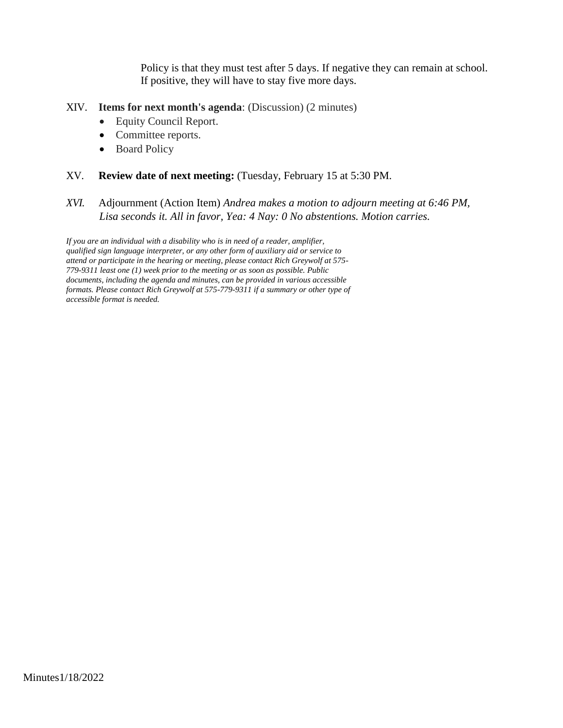Policy is that they must test after 5 days. If negative they can remain at school. If positive, they will have to stay five more days.

XIV. **Items for next month's agenda**: (Discussion) (2 minutes)

- Equity Council Report.
- Committee reports.
- Board Policy

XV. **Review date of next meeting:** (Tuesday, February 15 at 5:30 PM.

*XVI.* Adjournment (Action Item) *Andrea makes a motion to adjourn meeting at 6:46 PM, Lisa seconds it. All in favor, Yea: 4 Nay: 0 No abstentions. Motion carries.*

*If you are an individual with a disability who is in need of a reader, amplifier, qualified sign language interpreter, or any other form of auxiliary aid or service to attend or participate in the hearing or meeting, please contact Rich Greywolf at 575-779-9311 least one (1) week prior to the meeting or as soon as possible. Public documents, including the agenda and minutes, can be provided in various accessible formats. Please contact Rich Greywolf at 575-779-9311 if a summary or other type of accessible format is needed.*